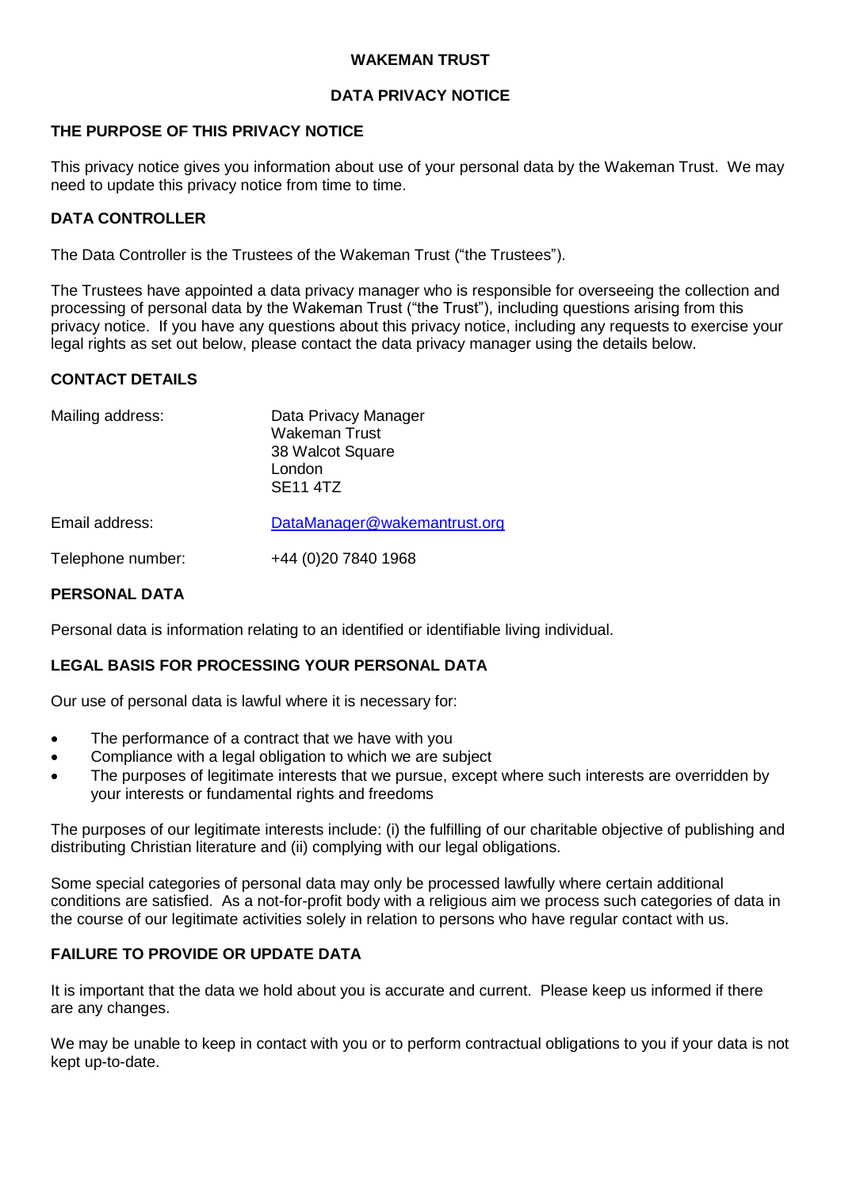# WAKEMAN TRUST

## DATA PRIVACY NOTICE

### THE PURPOSE OF THIS PRIVACY NOTICE

This privacy notice gives you information about use of your personal data by the Wakeman Trust. We may need to update this privacy notice from time to time.

### DATA CONTROLLER

The Data Controller is the Trustees of the Wakeman Trust ("the Trustees").

The Trustees have appointed a data privacy manager who is responsible for overseeing the collection and processing of personal data by the Wakeman Trust ("the Trust"), including questions arising from this privacy notice. If you have any questions about this privacy notice, including any requests to exercise your legal rights as set out below, please contact the data privacy manager using the details below.

### CONTACT DETAILS

| | |
|---|---|
| Mailing address: | Data Privacy Manager<br>Wakeman Trust<br>38 Walcot Square<br>London<br>SE11 4TZ |
| Email address: | DataManager@wakemantrust.org |
| Telephone number: | +44 (0)20 7840 1968 |

### PERSONAL DATA

Personal data is information relating to an identified or identifiable living individual.

### LEGAL BASIS FOR PROCESSING YOUR PERSONAL DATA

Our use of personal data is lawful where it is necessary for:

- The performance of a contract that we have with you
- Compliance with a legal obligation to which we are subject
- The purposes of legitimate interests that we pursue, except where such interests are overridden by your interests or fundamental rights and freedoms

The purposes of our legitimate interests include: (i) the fulfilling of our charitable objective of publishing and distributing Christian literature and (ii) complying with our legal obligations.

Some special categories of personal data may only be processed lawfully where certain additional conditions are satisfied. As a not-for-profit body with a religious aim we process such categories of data in the course of our legitimate activities solely in relation to persons who have regular contact with us.

### FAILURE TO PROVIDE OR UPDATE DATA

It is important that the data we hold about you is accurate and current. Please keep us informed if there are any changes.

We may be unable to keep in contact with you or to perform contractual obligations to you if your data is not kept up-to-date.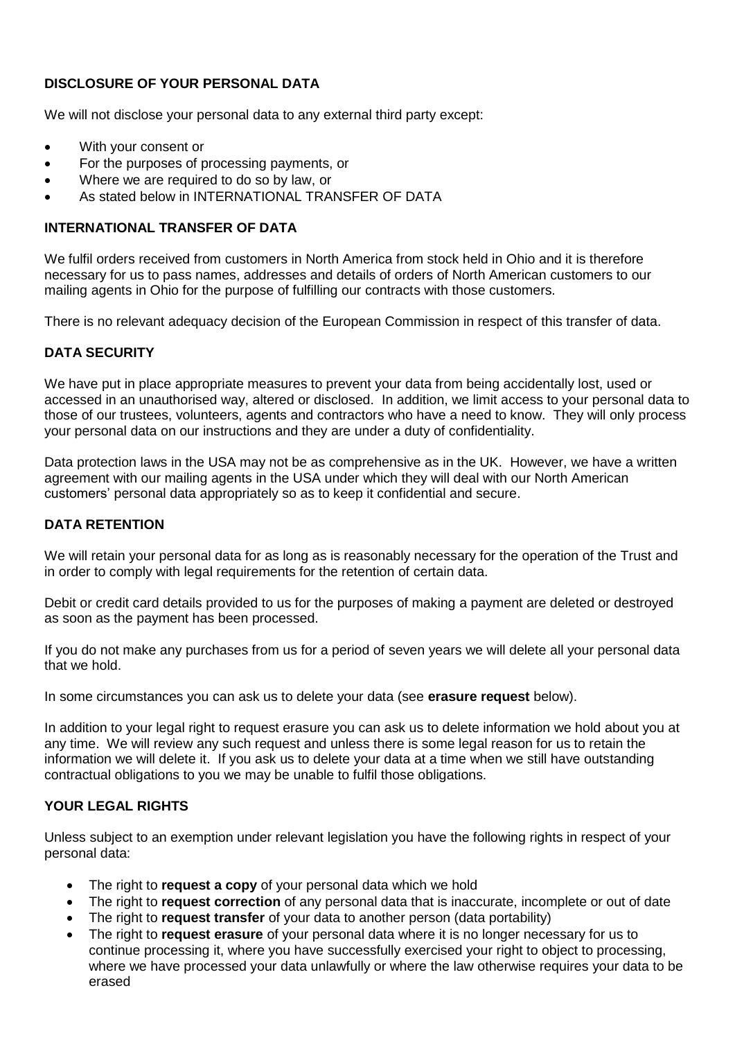### DISCLOSURE OF YOUR PERSONAL DATA

We will not disclose your personal data to any external third party except:

- With your consent or
- For the purposes of processing payments, or
- Where we are required to do so by law, or
- As stated below in INTERNATIONAL TRANSFER OF DATA

### INTERNATIONAL TRANSFER OF DATA

We fulfil orders received from customers in North America from stock held in Ohio and it is therefore necessary for us to pass names, addresses and details of orders of North American customers to our mailing agents in Ohio for the purpose of fulfilling our contracts with those customers.

There is no relevant adequacy decision of the European Commission in respect of this transfer of data.

### DATA SECURITY

We have put in place appropriate measures to prevent your data from being accidentally lost, used or accessed in an unauthorised way, altered or disclosed. In addition, we limit access to your personal data to those of our trustees, volunteers, agents and contractors who have a need to know. They will only process your personal data on our instructions and they are under a duty of confidentiality.

Data protection laws in the USA may not be as comprehensive as in the UK. However, we have a written agreement with our mailing agents in the USA under which they will deal with our North American customers' personal data appropriately so as to keep it confidential and secure.

### DATA RETENTION

We will retain your personal data for as long as is reasonably necessary for the operation of the Trust and in order to comply with legal requirements for the retention of certain data.

Debit or credit card details provided to us for the purposes of making a payment are deleted or destroyed as soon as the payment has been processed.

If you do not make any purchases from us for a period of seven years we will delete all your personal data that we hold.

In some circumstances you can ask us to delete your data (see **erasure request** below).

In addition to your legal right to request erasure you can ask us to delete information we hold about you at any time. We will review any such request and unless there is some legal reason for us to retain the information we will delete it. If you ask us to delete your data at a time when we still have outstanding contractual obligations to you we may be unable to fulfil those obligations.

### YOUR LEGAL RIGHTS

Unless subject to an exemption under relevant legislation you have the following rights in respect of your personal data:

- The right to **request a copy** of your personal data which we hold
- The right to **request correction** of any personal data that is inaccurate, incomplete or out of date
- The right to **request transfer** of your data to another person (data portability)
- The right to **request erasure** of your personal data where it is no longer necessary for us to continue processing it, where you have successfully exercised your right to object to processing, where we have processed your data unlawfully or where the law otherwise requires your data to be erased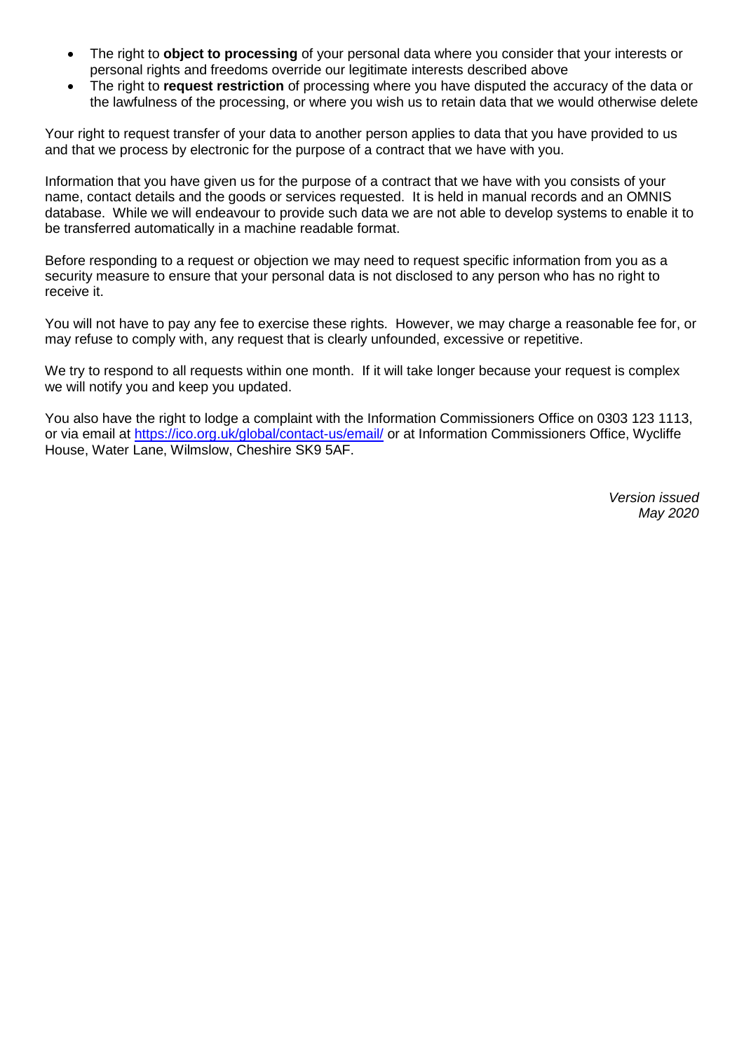- The right to **object to processing** of your personal data where you consider that your interests or personal rights and freedoms override our legitimate interests described above
- The right to **request restriction** of processing where you have disputed the accuracy of the data or the lawfulness of the processing, or where you wish us to retain data that we would otherwise delete

Your right to request transfer of your data to another person applies to data that you have provided to us and that we process by electronic for the purpose of a contract that we have with you.

Information that you have given us for the purpose of a contract that we have with you consists of your name, contact details and the goods or services requested. It is held in manual records and an OMNIS database. While we will endeavour to provide such data we are not able to develop systems to enable it to be transferred automatically in a machine readable format.

Before responding to a request or objection we may need to request specific information from you as a security measure to ensure that your personal data is not disclosed to any person who has no right to receive it.

You will not have to pay any fee to exercise these rights. However, we may charge a reasonable fee for, or may refuse to comply with, any request that is clearly unfounded, excessive or repetitive.

We try to respond to all requests within one month. If it will take longer because your request is complex we will notify you and keep you updated.

You also have the right to lodge a complaint with the Information Commissioners Office on 0303 123 1113, or via email at https://ico.org.uk/global/contact-us/email/ or at Information Commissioners Office, Wycliffe House, Water Lane, Wilmslow, Cheshire SK9 5AF.

*Version issued*
*May 2020*